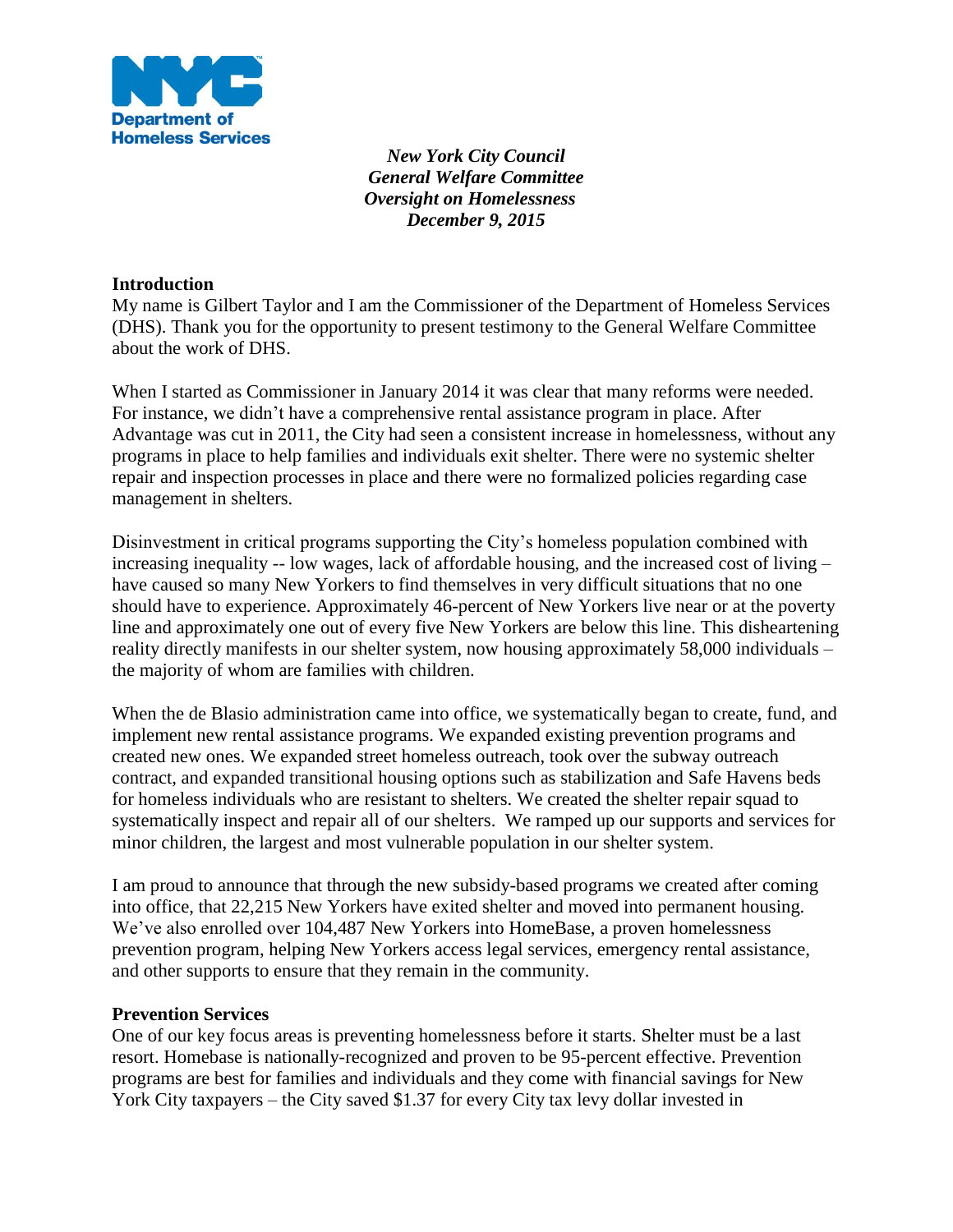**Department of Homeless Services**

*New York City Council*
*General Welfare Committee*
*Oversight on Homelessness*
*December 9, 2015*

## Introduction

My name is Gilbert Taylor and I am the Commissioner of the Department of Homeless Services (DHS). Thank you for the opportunity to present testimony to the General Welfare Committee about the work of DHS.

When I started as Commissioner in January 2014 it was clear that many reforms were needed. For instance, we didn't have a comprehensive rental assistance program in place. After Advantage was cut in 2011, the City had seen a consistent increase in homelessness, without any programs in place to help families and individuals exit shelter. There were no systemic shelter repair and inspection processes in place and there were no formalized policies regarding case management in shelters.

Disinvestment in critical programs supporting the City's homeless population combined with increasing inequality -- low wages, lack of affordable housing, and the increased cost of living – have caused so many New Yorkers to find themselves in very difficult situations that no one should have to experience. Approximately 46-percent of New Yorkers live near or at the poverty line and approximately one out of every five New Yorkers are below this line. This disheartening reality directly manifests in our shelter system, now housing approximately 58,000 individuals – the majority of whom are families with children.

When the de Blasio administration came into office, we systematically began to create, fund, and implement new rental assistance programs. We expanded existing prevention programs and created new ones. We expanded street homeless outreach, took over the subway outreach contract, and expanded transitional housing options such as stabilization and Safe Havens beds for homeless individuals who are resistant to shelters. We created the shelter repair squad to systematically inspect and repair all of our shelters. We ramped up our supports and services for minor children, the largest and most vulnerable population in our shelter system.

I am proud to announce that through the new subsidy-based programs we created after coming into office, that 22,215 New Yorkers have exited shelter and moved into permanent housing. We've also enrolled over 104,487 New Yorkers into HomeBase, a proven homelessness prevention program, helping New Yorkers access legal services, emergency rental assistance, and other supports to ensure that they remain in the community.

## Prevention Services

One of our key focus areas is preventing homelessness before it starts. Shelter must be a last resort. Homebase is nationally-recognized and proven to be 95-percent effective. Prevention programs are best for families and individuals and they come with financial savings for New York City taxpayers – the City saved $1.37 for every City tax levy dollar invested in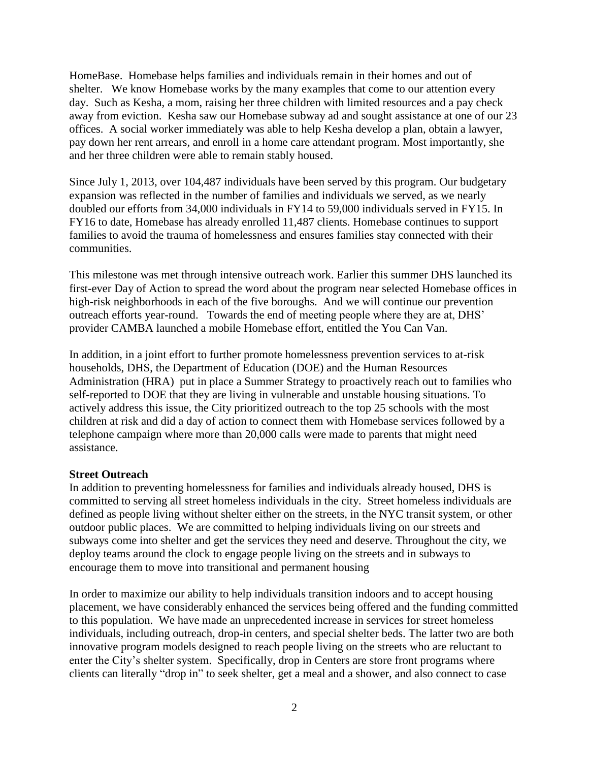HomeBase. Homebase helps families and individuals remain in their homes and out of shelter. We know Homebase works by the many examples that come to our attention every day. Such as Kesha, a mom, raising her three children with limited resources and a pay check away from eviction. Kesha saw our Homebase subway ad and sought assistance at one of our 23 offices. A social worker immediately was able to help Kesha develop a plan, obtain a lawyer, pay down her rent arrears, and enroll in a home care attendant program. Most importantly, she and her three children were able to remain stably housed.

Since July 1, 2013, over 104,487 individuals have been served by this program. Our budgetary expansion was reflected in the number of families and individuals we served, as we nearly doubled our efforts from 34,000 individuals in FY14 to 59,000 individuals served in FY15. In FY16 to date, Homebase has already enrolled 11,487 clients. Homebase continues to support families to avoid the trauma of homelessness and ensures families stay connected with their communities.

This milestone was met through intensive outreach work. Earlier this summer DHS launched its first-ever Day of Action to spread the word about the program near selected Homebase offices in high-risk neighborhoods in each of the five boroughs. And we will continue our prevention outreach efforts year-round. Towards the end of meeting people where they are at, DHS' provider CAMBA launched a mobile Homebase effort, entitled the You Can Van.

In addition, in a joint effort to further promote homelessness prevention services to at-risk households, DHS, the Department of Education (DOE) and the Human Resources Administration (HRA) put in place a Summer Strategy to proactively reach out to families who self-reported to DOE that they are living in vulnerable and unstable housing situations. To actively address this issue, the City prioritized outreach to the top 25 schools with the most children at risk and did a day of action to connect them with Homebase services followed by a telephone campaign where more than 20,000 calls were made to parents that might need assistance.

**Street Outreach**

In addition to preventing homelessness for families and individuals already housed, DHS is committed to serving all street homeless individuals in the city. Street homeless individuals are defined as people living without shelter either on the streets, in the NYC transit system, or other outdoor public places. We are committed to helping individuals living on our streets and subways come into shelter and get the services they need and deserve. Throughout the city, we deploy teams around the clock to engage people living on the streets and in subways to encourage them to move into transitional and permanent housing

In order to maximize our ability to help individuals transition indoors and to accept housing placement, we have considerably enhanced the services being offered and the funding committed to this population. We have made an unprecedented increase in services for street homeless individuals, including outreach, drop-in centers, and special shelter beds. The latter two are both innovative program models designed to reach people living on the streets who are reluctant to enter the City's shelter system. Specifically, drop in Centers are store front programs where clients can literally "drop in" to seek shelter, get a meal and a shower, and also connect to case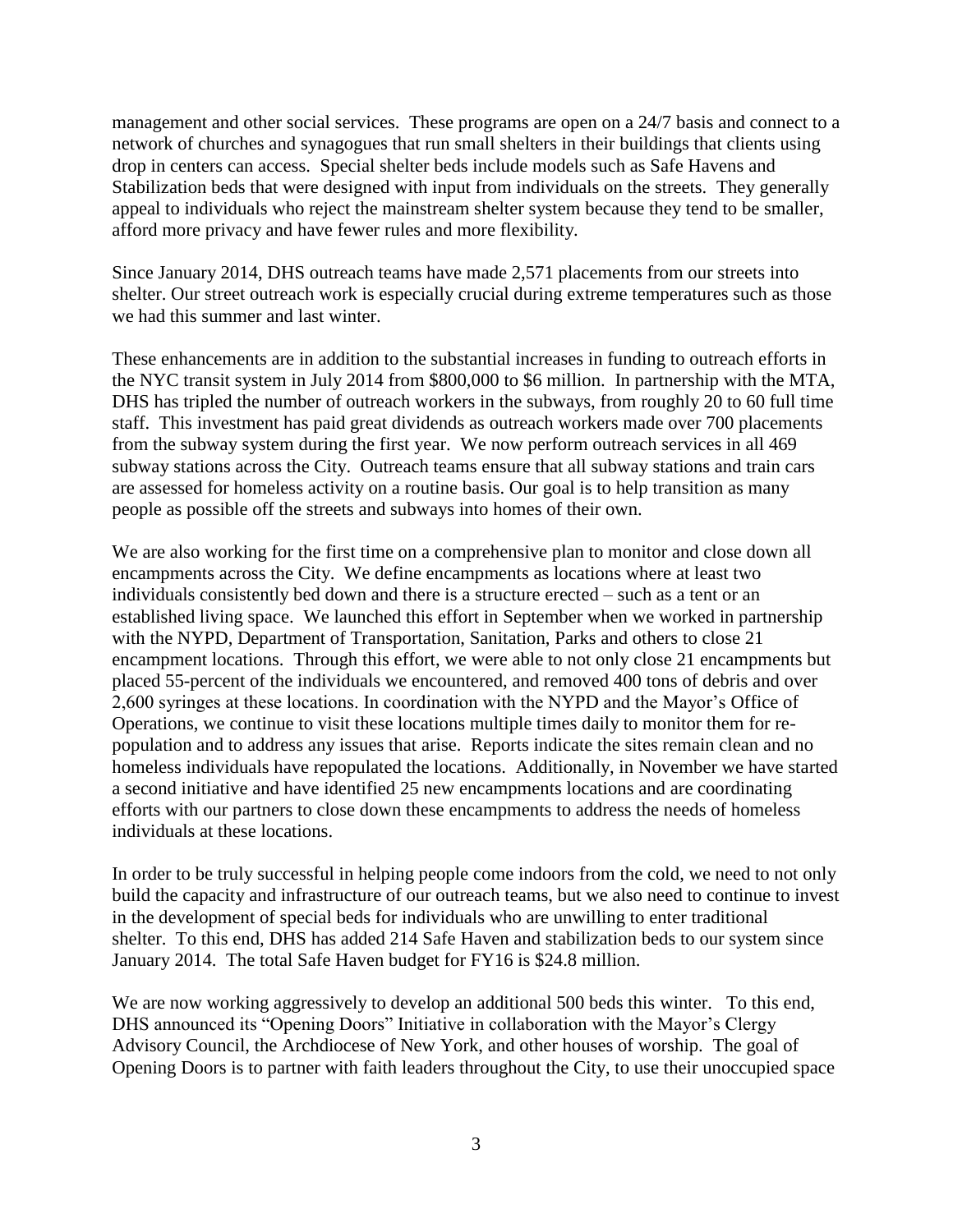management and other social services. These programs are open on a 24/7 basis and connect to a network of churches and synagogues that run small shelters in their buildings that clients using drop in centers can access. Special shelter beds include models such as Safe Havens and Stabilization beds that were designed with input from individuals on the streets. They generally appeal to individuals who reject the mainstream shelter system because they tend to be smaller, afford more privacy and have fewer rules and more flexibility.

Since January 2014, DHS outreach teams have made 2,571 placements from our streets into shelter. Our street outreach work is especially crucial during extreme temperatures such as those we had this summer and last winter.

These enhancements are in addition to the substantial increases in funding to outreach efforts in the NYC transit system in July 2014 from $800,000 to $6 million. In partnership with the MTA, DHS has tripled the number of outreach workers in the subways, from roughly 20 to 60 full time staff. This investment has paid great dividends as outreach workers made over 700 placements from the subway system during the first year. We now perform outreach services in all 469 subway stations across the City. Outreach teams ensure that all subway stations and train cars are assessed for homeless activity on a routine basis. Our goal is to help transition as many people as possible off the streets and subways into homes of their own.

We are also working for the first time on a comprehensive plan to monitor and close down all encampments across the City. We define encampments as locations where at least two individuals consistently bed down and there is a structure erected – such as a tent or an established living space. We launched this effort in September when we worked in partnership with the NYPD, Department of Transportation, Sanitation, Parks and others to close 21 encampment locations. Through this effort, we were able to not only close 21 encampments but placed 55-percent of the individuals we encountered, and removed 400 tons of debris and over 2,600 syringes at these locations. In coordination with the NYPD and the Mayor's Office of Operations, we continue to visit these locations multiple times daily to monitor them for re-population and to address any issues that arise. Reports indicate the sites remain clean and no homeless individuals have repopulated the locations. Additionally, in November we have started a second initiative and have identified 25 new encampments locations and are coordinating efforts with our partners to close down these encampments to address the needs of homeless individuals at these locations.

In order to be truly successful in helping people come indoors from the cold, we need to not only build the capacity and infrastructure of our outreach teams, but we also need to continue to invest in the development of special beds for individuals who are unwilling to enter traditional shelter. To this end, DHS has added 214 Safe Haven and stabilization beds to our system since January 2014. The total Safe Haven budget for FY16 is $24.8 million.

We are now working aggressively to develop an additional 500 beds this winter. To this end, DHS announced its "Opening Doors" Initiative in collaboration with the Mayor's Clergy Advisory Council, the Archdiocese of New York, and other houses of worship. The goal of Opening Doors is to partner with faith leaders throughout the City, to use their unoccupied space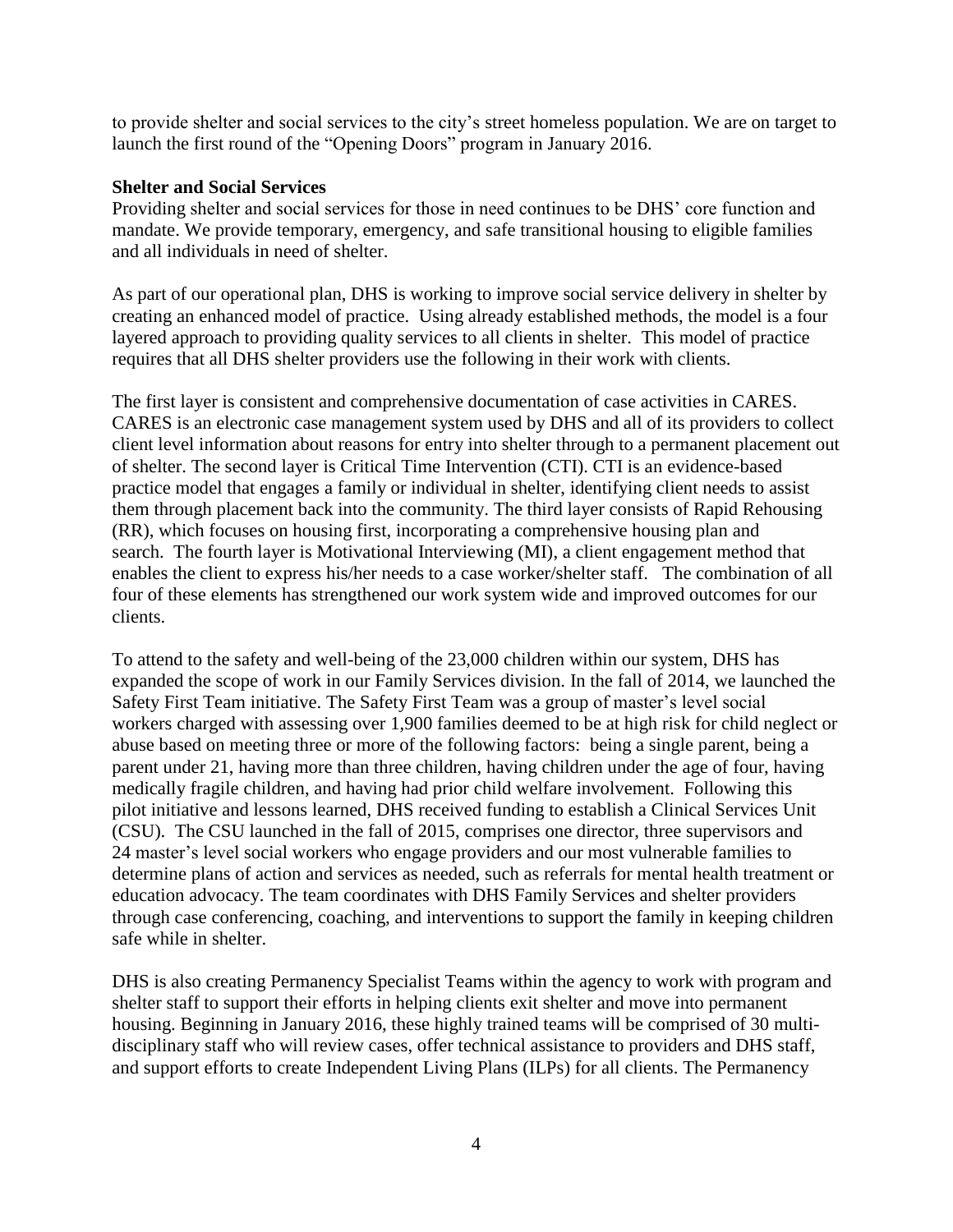to provide shelter and social services to the city's street homeless population. We are on target to launch the first round of the "Opening Doors" program in January 2016.

**Shelter and Social Services**

Providing shelter and social services for those in need continues to be DHS' core function and mandate. We provide temporary, emergency, and safe transitional housing to eligible families and all individuals in need of shelter.

As part of our operational plan, DHS is working to improve social service delivery in shelter by creating an enhanced model of practice. Using already established methods, the model is a four layered approach to providing quality services to all clients in shelter. This model of practice requires that all DHS shelter providers use the following in their work with clients.

The first layer is consistent and comprehensive documentation of case activities in CARES. CARES is an electronic case management system used by DHS and all of its providers to collect client level information about reasons for entry into shelter through to a permanent placement out of shelter. The second layer is Critical Time Intervention (CTI). CTI is an evidence-based practice model that engages a family or individual in shelter, identifying client needs to assist them through placement back into the community. The third layer consists of Rapid Rehousing (RR), which focuses on housing first, incorporating a comprehensive housing plan and search. The fourth layer is Motivational Interviewing (MI), a client engagement method that enables the client to express his/her needs to a case worker/shelter staff. The combination of all four of these elements has strengthened our work system wide and improved outcomes for our clients.

To attend to the safety and well-being of the 23,000 children within our system, DHS has expanded the scope of work in our Family Services division. In the fall of 2014, we launched the Safety First Team initiative. The Safety First Team was a group of master's level social workers charged with assessing over 1,900 families deemed to be at high risk for child neglect or abuse based on meeting three or more of the following factors: being a single parent, being a parent under 21, having more than three children, having children under the age of four, having medically fragile children, and having had prior child welfare involvement. Following this pilot initiative and lessons learned, DHS received funding to establish a Clinical Services Unit (CSU). The CSU launched in the fall of 2015, comprises one director, three supervisors and 24 master's level social workers who engage providers and our most vulnerable families to determine plans of action and services as needed, such as referrals for mental health treatment or education advocacy. The team coordinates with DHS Family Services and shelter providers through case conferencing, coaching, and interventions to support the family in keeping children safe while in shelter.

DHS is also creating Permanency Specialist Teams within the agency to work with program and shelter staff to support their efforts in helping clients exit shelter and move into permanent housing. Beginning in January 2016, these highly trained teams will be comprised of 30 multi-disciplinary staff who will review cases, offer technical assistance to providers and DHS staff, and support efforts to create Independent Living Plans (ILPs) for all clients. The Permanency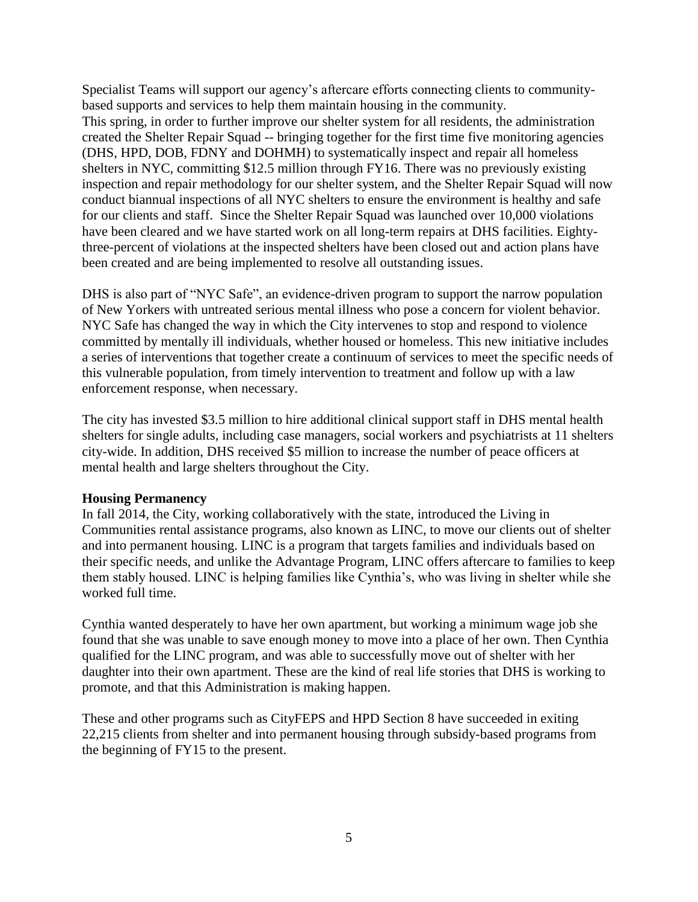Specialist Teams will support our agency's aftercare efforts connecting clients to community-based supports and services to help them maintain housing in the community.
This spring, in order to further improve our shelter system for all residents, the administration created the Shelter Repair Squad -- bringing together for the first time five monitoring agencies (DHS, HPD, DOB, FDNY and DOHMH) to systematically inspect and repair all homeless shelters in NYC, committing $12.5 million through FY16. There was no previously existing inspection and repair methodology for our shelter system, and the Shelter Repair Squad will now conduct biannual inspections of all NYC shelters to ensure the environment is healthy and safe for our clients and staff. Since the Shelter Repair Squad was launched over 10,000 violations have been cleared and we have started work on all long-term repairs at DHS facilities. Eighty-three-percent of violations at the inspected shelters have been closed out and action plans have been created and are being implemented to resolve all outstanding issues.

DHS is also part of "NYC Safe", an evidence-driven program to support the narrow population of New Yorkers with untreated serious mental illness who pose a concern for violent behavior. NYC Safe has changed the way in which the City intervenes to stop and respond to violence committed by mentally ill individuals, whether housed or homeless. This new initiative includes a series of interventions that together create a continuum of services to meet the specific needs of this vulnerable population, from timely intervention to treatment and follow up with a law enforcement response, when necessary.

The city has invested $3.5 million to hire additional clinical support staff in DHS mental health shelters for single adults, including case managers, social workers and psychiatrists at 11 shelters city-wide. In addition, DHS received $5 million to increase the number of peace officers at mental health and large shelters throughout the City.

**Housing Permanency**

In fall 2014, the City, working collaboratively with the state, introduced the Living in Communities rental assistance programs, also known as LINC, to move our clients out of shelter and into permanent housing. LINC is a program that targets families and individuals based on their specific needs, and unlike the Advantage Program, LINC offers aftercare to families to keep them stably housed. LINC is helping families like Cynthia's, who was living in shelter while she worked full time.

Cynthia wanted desperately to have her own apartment, but working a minimum wage job she found that she was unable to save enough money to move into a place of her own. Then Cynthia qualified for the LINC program, and was able to successfully move out of shelter with her daughter into their own apartment. These are the kind of real life stories that DHS is working to promote, and that this Administration is making happen.

These and other programs such as CityFEPS and HPD Section 8 have succeeded in exiting 22,215 clients from shelter and into permanent housing through subsidy-based programs from the beginning of FY15 to the present.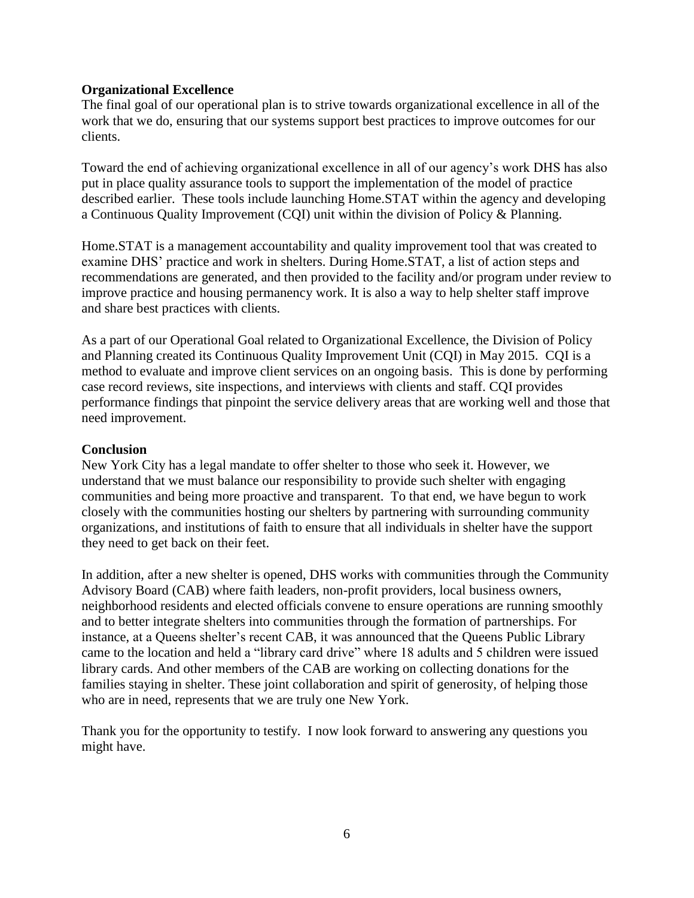**Organizational Excellence**

The final goal of our operational plan is to strive towards organizational excellence in all of the work that we do, ensuring that our systems support best practices to improve outcomes for our clients.

Toward the end of achieving organizational excellence in all of our agency's work DHS has also put in place quality assurance tools to support the implementation of the model of practice described earlier. These tools include launching Home.STAT within the agency and developing a Continuous Quality Improvement (CQI) unit within the division of Policy & Planning.

Home.STAT is a management accountability and quality improvement tool that was created to examine DHS' practice and work in shelters. During Home.STAT, a list of action steps and recommendations are generated, and then provided to the facility and/or program under review to improve practice and housing permanency work. It is also a way to help shelter staff improve and share best practices with clients.

As a part of our Operational Goal related to Organizational Excellence, the Division of Policy and Planning created its Continuous Quality Improvement Unit (CQI) in May 2015. CQI is a method to evaluate and improve client services on an ongoing basis. This is done by performing case record reviews, site inspections, and interviews with clients and staff. CQI provides performance findings that pinpoint the service delivery areas that are working well and those that need improvement.

**Conclusion**

New York City has a legal mandate to offer shelter to those who seek it. However, we understand that we must balance our responsibility to provide such shelter with engaging communities and being more proactive and transparent. To that end, we have begun to work closely with the communities hosting our shelters by partnering with surrounding community organizations, and institutions of faith to ensure that all individuals in shelter have the support they need to get back on their feet.

In addition, after a new shelter is opened, DHS works with communities through the Community Advisory Board (CAB) where faith leaders, non-profit providers, local business owners, neighborhood residents and elected officials convene to ensure operations are running smoothly and to better integrate shelters into communities through the formation of partnerships. For instance, at a Queens shelter's recent CAB, it was announced that the Queens Public Library came to the location and held a "library card drive" where 18 adults and 5 children were issued library cards. And other members of the CAB are working on collecting donations for the families staying in shelter. These joint collaboration and spirit of generosity, of helping those who are in need, represents that we are truly one New York.

Thank you for the opportunity to testify. I now look forward to answering any questions you might have.